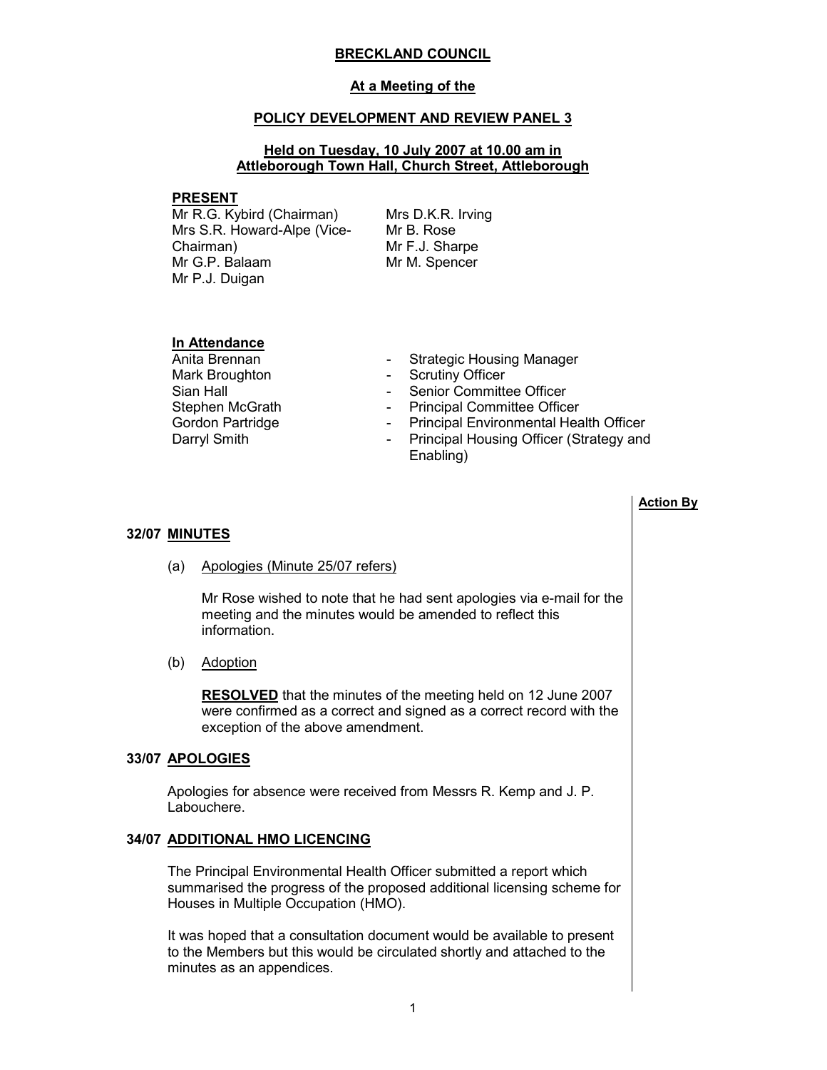# BRECKLAND COUNCIL

## At a Meeting of the

## POLICY DEVELOPMENT AND REVIEW PANEL 3

### Held on Tuesday, 10 July 2007 at 10.00 am in Attleborough Town Hall, Church Street, Attleborough

**PRESENT**

Mr R.G. Kybird (Chairman)
Mrs S.R. Howard-Alpe (Vice-Chairman)
Mr G.P. Balaam
Mr P.J. Duigan
Mrs D.K.R. Irving
Mr B. Rose
Mr F.J. Sharpe
Mr M. Spencer

**In Attendance**

| | | |
|---|---|---|
| Anita Brennan | - | Strategic Housing Manager |
| Mark Broughton | - | Scrutiny Officer |
| Sian Hall | - | Senior Committee Officer |
| Stephen McGrath | - | Principal Committee Officer |
| Gordon Partridge | - | Principal Environmental Health Officer |
| Darryl Smith | - | Principal Housing Officer (Strategy and Enabling) |

**Action By**

### 32/07 MINUTES

(a) Apologies (Minute 25/07 refers)

Mr Rose wished to note that he had sent apologies via e-mail for the meeting and the minutes would be amended to reflect this information.

(b) Adoption

**RESOLVED** that the minutes of the meeting held on 12 June 2007 were confirmed as a correct and signed as a correct record with the exception of the above amendment.

### 33/07 APOLOGIES

Apologies for absence were received from Messrs R. Kemp and J. P. Labouchere.

### 34/07 ADDITIONAL HMO LICENCING

The Principal Environmental Health Officer submitted a report which summarised the progress of the proposed additional licensing scheme for Houses in Multiple Occupation (HMO).

It was hoped that a consultation document would be available to present to the Members but this would be circulated shortly and attached to the minutes as an appendices.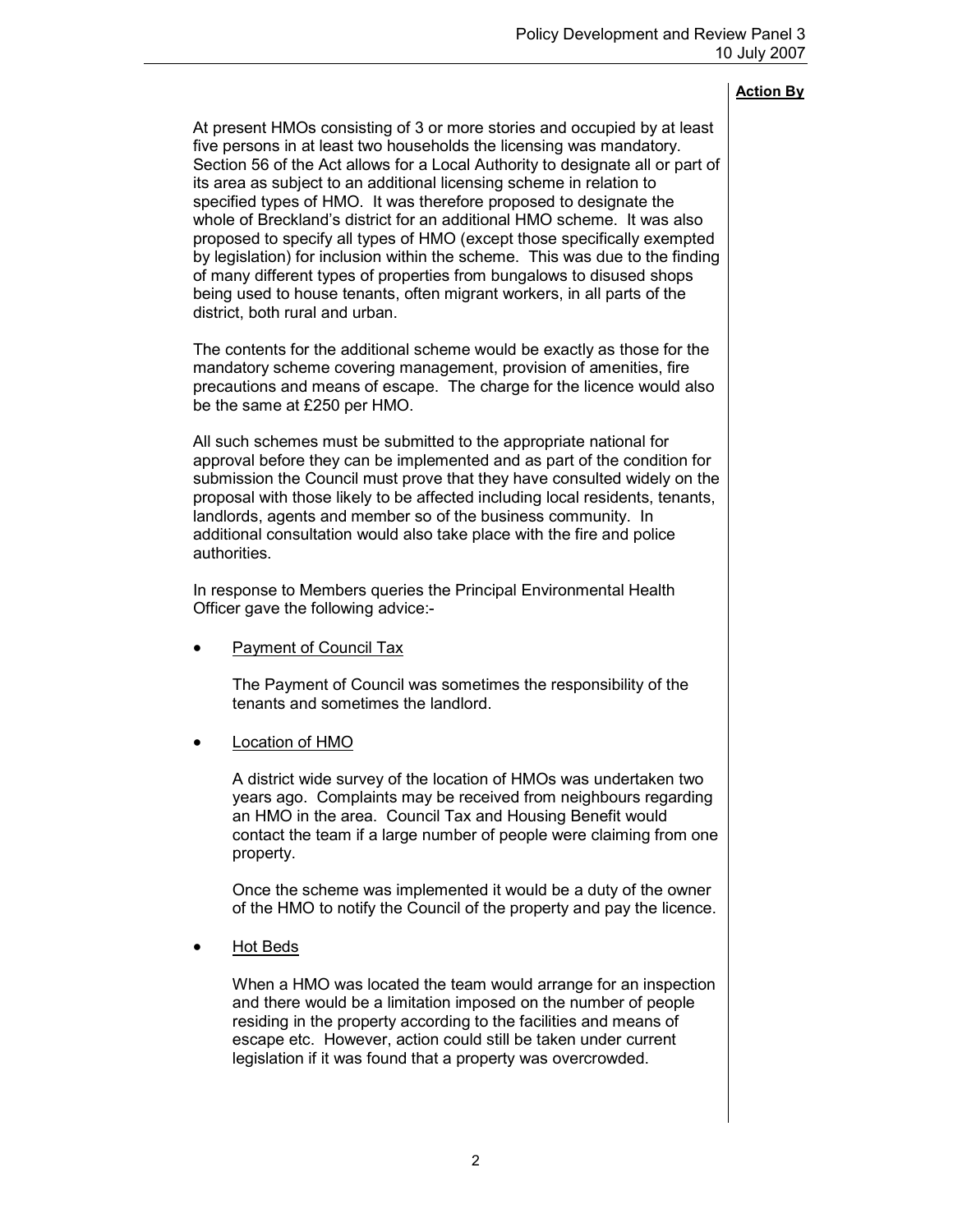**Action By**

At present HMOs consisting of 3 or more stories and occupied by at least five persons in at least two households the licensing was mandatory. Section 56 of the Act allows for a Local Authority to designate all or part of its area as subject to an additional licensing scheme in relation to specified types of HMO. It was therefore proposed to designate the whole of Breckland's district for an additional HMO scheme. It was also proposed to specify all types of HMO (except those specifically exempted by legislation) for inclusion within the scheme. This was due to the finding of many different types of properties from bungalows to disused shops being used to house tenants, often migrant workers, in all parts of the district, both rural and urban.

The contents for the additional scheme would be exactly as those for the mandatory scheme covering management, provision of amenities, fire precautions and means of escape. The charge for the licence would also be the same at £250 per HMO.

All such schemes must be submitted to the appropriate national for approval before they can be implemented and as part of the condition for submission the Council must prove that they have consulted widely on the proposal with those likely to be affected including local residents, tenants, landlords, agents and member so of the business community. In additional consultation would also take place with the fire and police authorities.

In response to Members queries the Principal Environmental Health Officer gave the following advice:-

- <u>Payment of Council Tax</u>

  The Payment of Council was sometimes the responsibility of the tenants and sometimes the landlord.

- <u>Location of HMO</u>

  A district wide survey of the location of HMOs was undertaken two years ago. Complaints may be received from neighbours regarding an HMO in the area. Council Tax and Housing Benefit would contact the team if a large number of people were claiming from one property.

  Once the scheme was implemented it would be a duty of the owner of the HMO to notify the Council of the property and pay the licence.

- <u>Hot Beds</u>

  When a HMO was located the team would arrange for an inspection and there would be a limitation imposed on the number of people residing in the property according to the facilities and means of escape etc. However, action could still be taken under current legislation if it was found that a property was overcrowded.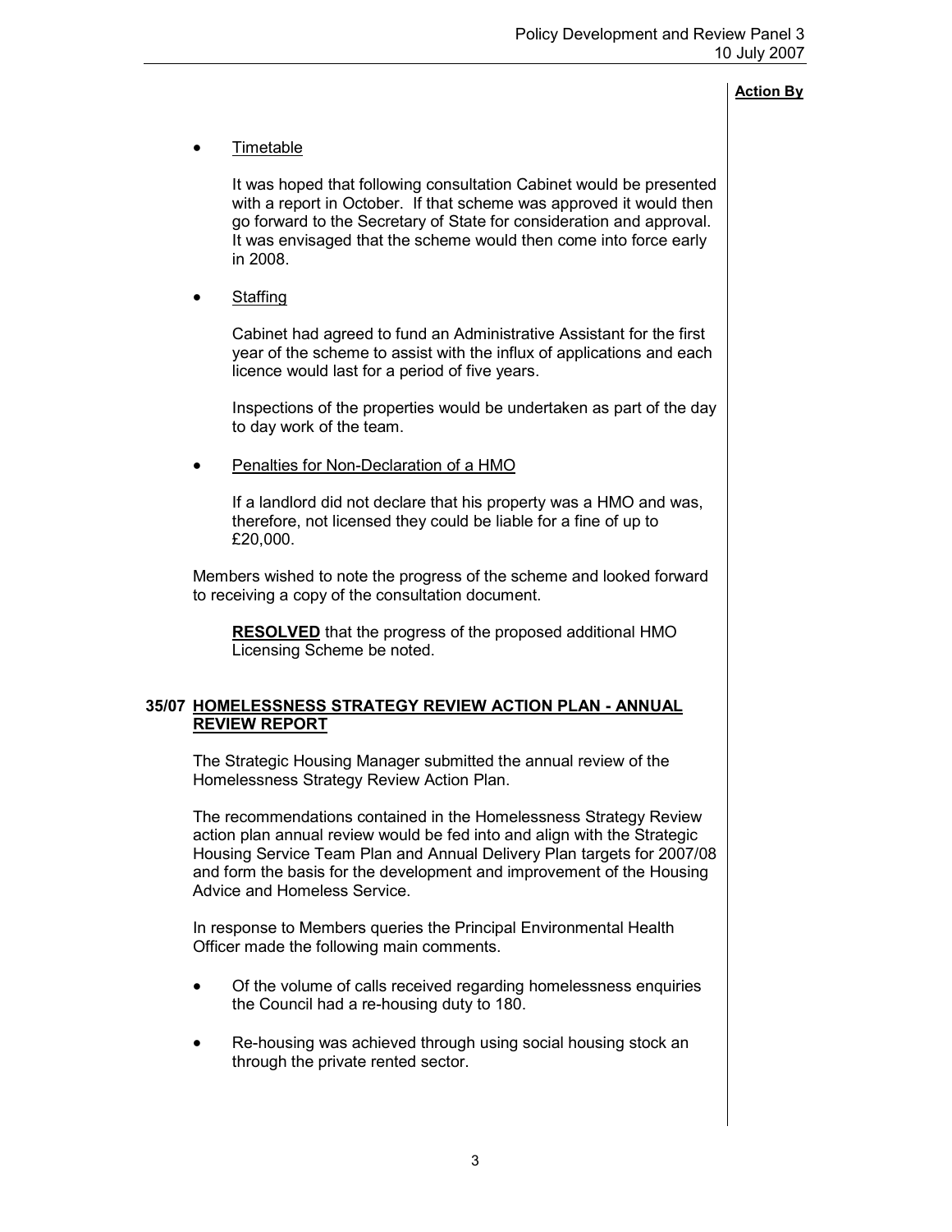**Action By**

- Timetable

  It was hoped that following consultation Cabinet would be presented with a report in October. If that scheme was approved it would then go forward to the Secretary of State for consideration and approval. It was envisaged that the scheme would then come into force early in 2008.

- Staffing

  Cabinet had agreed to fund an Administrative Assistant for the first year of the scheme to assist with the influx of applications and each licence would last for a period of five years.

  Inspections of the properties would be undertaken as part of the day to day work of the team.

- Penalties for Non-Declaration of a HMO

  If a landlord did not declare that his property was a HMO and was, therefore, not licensed they could be liable for a fine of up to £20,000.

Members wished to note the progress of the scheme and looked forward to receiving a copy of the consultation document.

**RESOLVED** that the progress of the proposed additional HMO Licensing Scheme be noted.

## 35/07 HOMELESSNESS STRATEGY REVIEW ACTION PLAN - ANNUAL REVIEW REPORT

The Strategic Housing Manager submitted the annual review of the Homelessness Strategy Review Action Plan.

The recommendations contained in the Homelessness Strategy Review action plan annual review would be fed into and align with the Strategic Housing Service Team Plan and Annual Delivery Plan targets for 2007/08 and form the basis for the development and improvement of the Housing Advice and Homeless Service.

In response to Members queries the Principal Environmental Health Officer made the following main comments.

- Of the volume of calls received regarding homelessness enquiries the Council had a re-housing duty to 180.
- Re-housing was achieved through using social housing stock an through the private rented sector.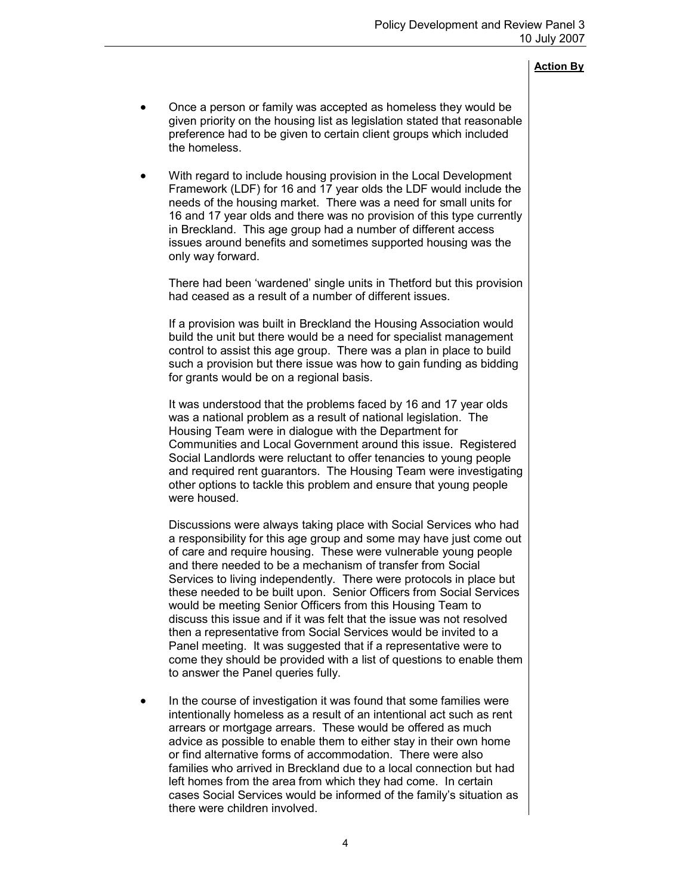**Action By**

- Once a person or family was accepted as homeless they would be given priority on the housing list as legislation stated that reasonable preference had to be given to certain client groups which included the homeless.

- With regard to include housing provision in the Local Development Framework (LDF) for 16 and 17 year olds the LDF would include the needs of the housing market. There was a need for small units for 16 and 17 year olds and there was no provision of this type currently in Breckland. This age group had a number of different access issues around benefits and sometimes supported housing was the only way forward.

  There had been 'wardened' single units in Thetford but this provision had ceased as a result of a number of different issues.

  If a provision was built in Breckland the Housing Association would build the unit but there would be a need for specialist management control to assist this age group. There was a plan in place to build such a provision but there issue was how to gain funding as bidding for grants would be on a regional basis.

  It was understood that the problems faced by 16 and 17 year olds was a national problem as a result of national legislation. The Housing Team were in dialogue with the Department for Communities and Local Government around this issue. Registered Social Landlords were reluctant to offer tenancies to young people and required rent guarantors. The Housing Team were investigating other options to tackle this problem and ensure that young people were housed.

  Discussions were always taking place with Social Services who had a responsibility for this age group and some may have just come out of care and require housing. These were vulnerable young people and there needed to be a mechanism of transfer from Social Services to living independently. There were protocols in place but these needed to be built upon. Senior Officers from Social Services would be meeting Senior Officers from this Housing Team to discuss this issue and if it was felt that the issue was not resolved then a representative from Social Services would be invited to a Panel meeting. It was suggested that if a representative were to come they should be provided with a list of questions to enable them to answer the Panel queries fully.

- In the course of investigation it was found that some families were intentionally homeless as a result of an intentional act such as rent arrears or mortgage arrears. These would be offered as much advice as possible to enable them to either stay in their own home or find alternative forms of accommodation. There were also families who arrived in Breckland due to a local connection but had left homes from the area from which they had come. In certain cases Social Services would be informed of the family's situation as there were children involved.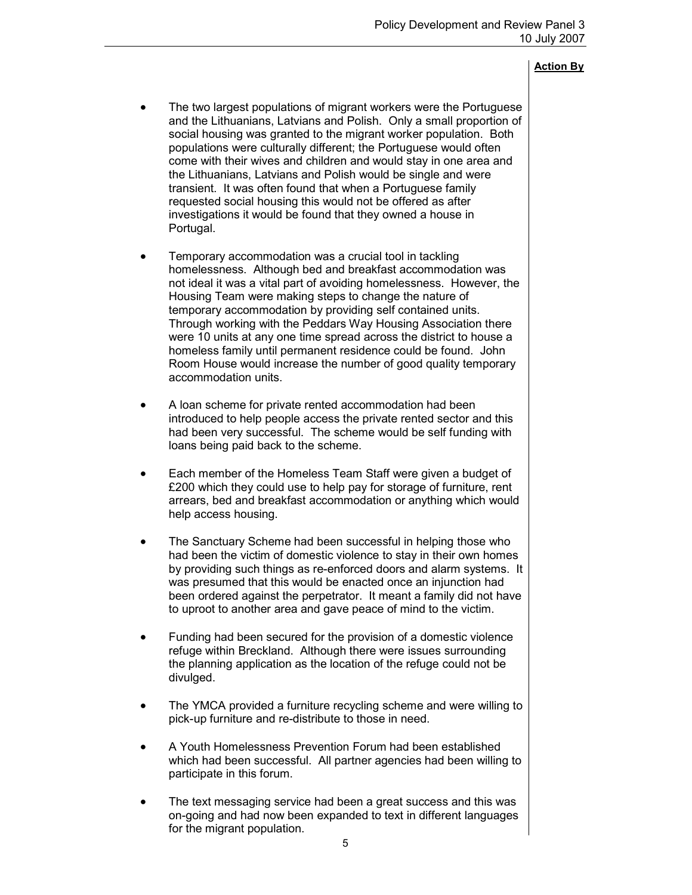**Action By**

- The two largest populations of migrant workers were the Portuguese and the Lithuanians, Latvians and Polish. Only a small proportion of social housing was granted to the migrant worker population. Both populations were culturally different; the Portuguese would often come with their wives and children and would stay in one area and the Lithuanians, Latvians and Polish would be single and were transient. It was often found that when a Portuguese family requested social housing this would not be offered as after investigations it would be found that they owned a house in Portugal.

- Temporary accommodation was a crucial tool in tackling homelessness. Although bed and breakfast accommodation was not ideal it was a vital part of avoiding homelessness. However, the Housing Team were making steps to change the nature of temporary accommodation by providing self contained units. Through working with the Peddars Way Housing Association there were 10 units at any one time spread across the district to house a homeless family until permanent residence could be found. John Room House would increase the number of good quality temporary accommodation units.

- A loan scheme for private rented accommodation had been introduced to help people access the private rented sector and this had been very successful. The scheme would be self funding with loans being paid back to the scheme.

- Each member of the Homeless Team Staff were given a budget of £200 which they could use to help pay for storage of furniture, rent arrears, bed and breakfast accommodation or anything which would help access housing.

- The Sanctuary Scheme had been successful in helping those who had been the victim of domestic violence to stay in their own homes by providing such things as re-enforced doors and alarm systems. It was presumed that this would be enacted once an injunction had been ordered against the perpetrator. It meant a family did not have to uproot to another area and gave peace of mind to the victim.

- Funding had been secured for the provision of a domestic violence refuge within Breckland. Although there were issues surrounding the planning application as the location of the refuge could not be divulged.

- The YMCA provided a furniture recycling scheme and were willing to pick-up furniture and re-distribute to those in need.

- A Youth Homelessness Prevention Forum had been established which had been successful. All partner agencies had been willing to participate in this forum.

- The text messaging service had been a great success and this was on-going and had now been expanded to text in different languages for the migrant population.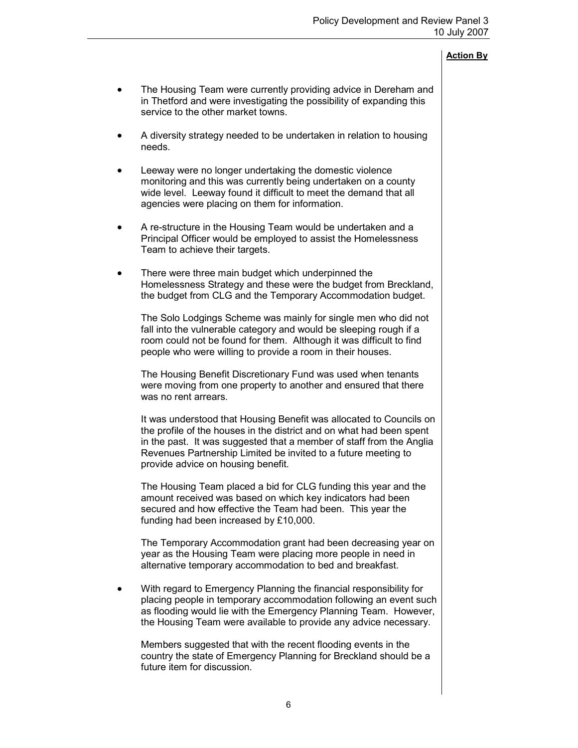**Action By**

- The Housing Team were currently providing advice in Dereham and in Thetford and were investigating the possibility of expanding this service to the other market towns.

- A diversity strategy needed to be undertaken in relation to housing needs.

- Leeway were no longer undertaking the domestic violence monitoring and this was currently being undertaken on a county wide level. Leeway found it difficult to meet the demand that all agencies were placing on them for information.

- A re-structure in the Housing Team would be undertaken and a Principal Officer would be employed to assist the Homelessness Team to achieve their targets.

- There were three main budget which underpinned the Homelessness Strategy and these were the budget from Breckland, the budget from CLG and the Temporary Accommodation budget.

  The Solo Lodgings Scheme was mainly for single men who did not fall into the vulnerable category and would be sleeping rough if a room could not be found for them. Although it was difficult to find people who were willing to provide a room in their houses.

  The Housing Benefit Discretionary Fund was used when tenants were moving from one property to another and ensured that there was no rent arrears.

  It was understood that Housing Benefit was allocated to Councils on the profile of the houses in the district and on what had been spent in the past. It was suggested that a member of staff from the Anglia Revenues Partnership Limited be invited to a future meeting to provide advice on housing benefit.

  The Housing Team placed a bid for CLG funding this year and the amount received was based on which key indicators had been secured and how effective the Team had been. This year the funding had been increased by £10,000.

  The Temporary Accommodation grant had been decreasing year on year as the Housing Team were placing more people in need in alternative temporary accommodation to bed and breakfast.

- With regard to Emergency Planning the financial responsibility for placing people in temporary accommodation following an event such as flooding would lie with the Emergency Planning Team. However, the Housing Team were available to provide any advice necessary.

  Members suggested that with the recent flooding events in the country the state of Emergency Planning for Breckland should be a future item for discussion.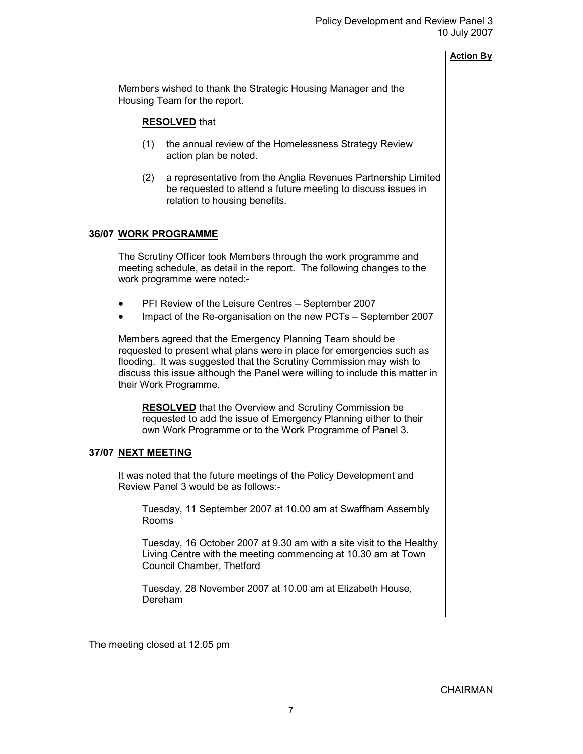**Action By**

Members wished to thank the Strategic Housing Manager and the Housing Team for the report.

**RESOLVED** that

(1) the annual review of the Homelessness Strategy Review action plan be noted.

(2) a representative from the Anglia Revenues Partnership Limited be requested to attend a future meeting to discuss issues in relation to housing benefits.

### 36/07 WORK PROGRAMME

The Scrutiny Officer took Members through the work programme and meeting schedule, as detail in the report. The following changes to the work programme were noted:-

- PFI Review of the Leisure Centres – September 2007
- Impact of the Re-organisation on the new PCTs – September 2007

Members agreed that the Emergency Planning Team should be requested to present what plans were in place for emergencies such as flooding. It was suggested that the Scrutiny Commission may wish to discuss this issue although the Panel were willing to include this matter in their Work Programme.

**RESOLVED** that the Overview and Scrutiny Commission be requested to add the issue of Emergency Planning either to their own Work Programme or to the Work Programme of Panel 3.

### 37/07 NEXT MEETING

It was noted that the future meetings of the Policy Development and Review Panel 3 would be as follows:-

Tuesday, 11 September 2007 at 10.00 am at Swaffham Assembly Rooms

Tuesday, 16 October 2007 at 9.30 am with a site visit to the Healthy Living Centre with the meeting commencing at 10.30 am at Town Council Chamber, Thetford

Tuesday, 28 November 2007 at 10.00 am at Elizabeth House, Dereham

The meeting closed at 12.05 pm

CHAIRMAN